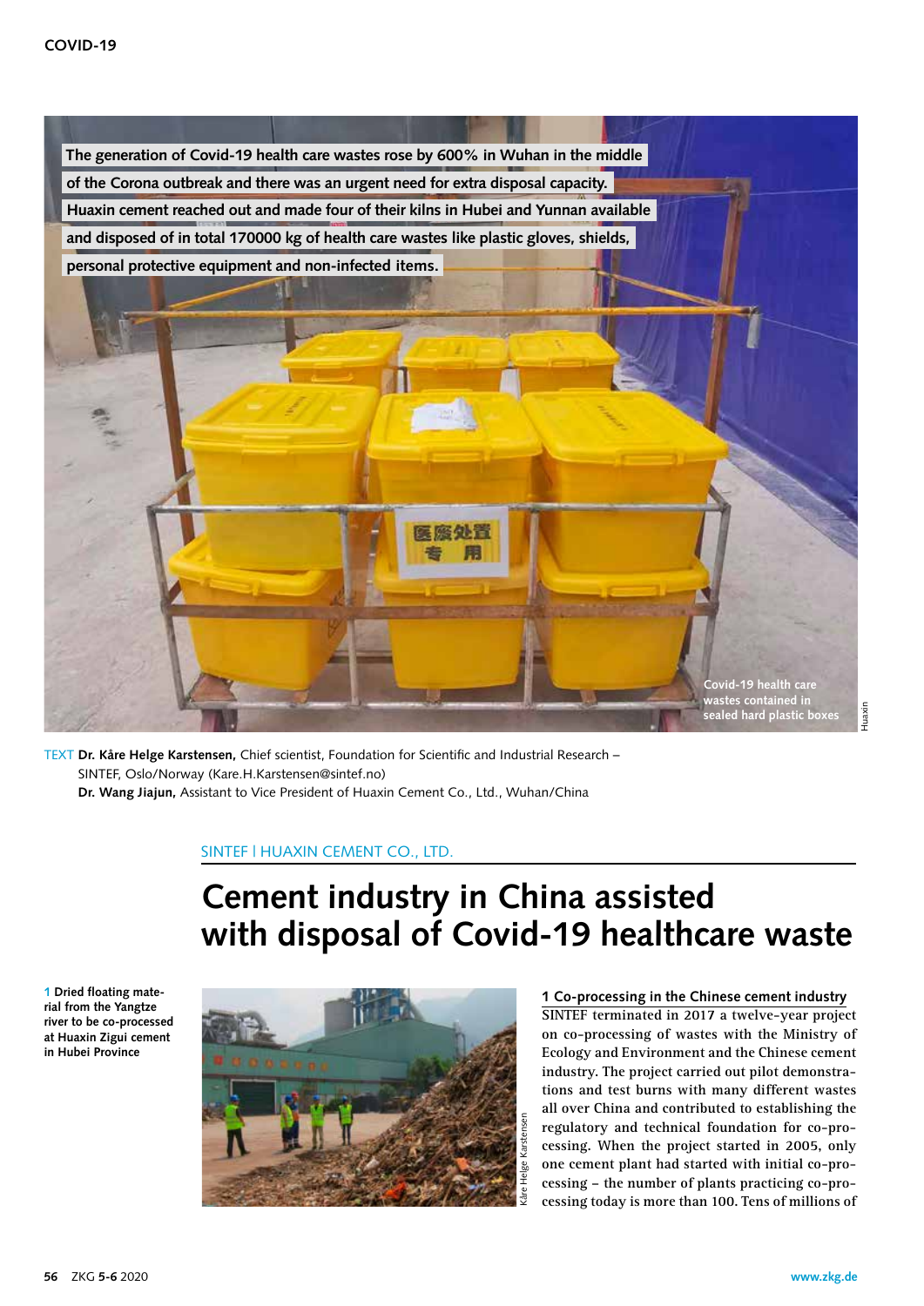The generation of Covid-19 health care wastes rose by 600% in Wuhan in the middle of the Corona outbreak and there was an urgent need for extra disposal capacity. Huaxin cement reached out and made four of their kilns in Hubei and Yunnan available and disposed of in total 170000 kg of health care wastes like plastic gloves, shields, personal protective equipment and non-infected items.

Covid-19 health care wastes contained in sealed hard plastic boxes

TEXT **Dr. Kåre Helge Karstensen,** Chief scientist, Foundation for Scientific and Industrial Research – SINTEF, Oslo/Norway (Kare.H.Karstensen@sintef.no)
**Dr. Wang Jiajun,** Assistant to Vice President of Huaxin Cement Co., Ltd., Wuhan/China

SINTEF I HUAXIN CEMENT CO., LTD.

# Cement industry in China assisted with disposal of Covid-19 healthcare waste

**1** Dried floating material from the Yangtze river to be co-processed at Huaxin Zigui cement in Hubei Province

## 1 Co-processing in the Chinese cement industry

SINTEF terminated in 2017 a twelve-year project on co-processing of wastes with the Ministry of Ecology and Environment and the Chinese cement industry. The project carried out pilot demonstrations and test burns with many different wastes all over China and contributed to establishing the regulatory and technical foundation for co-processing. When the project started in 2005, only one cement plant had started with initial co-processing – the number of plants practicing co-processing today is more than 100. Tens of millions of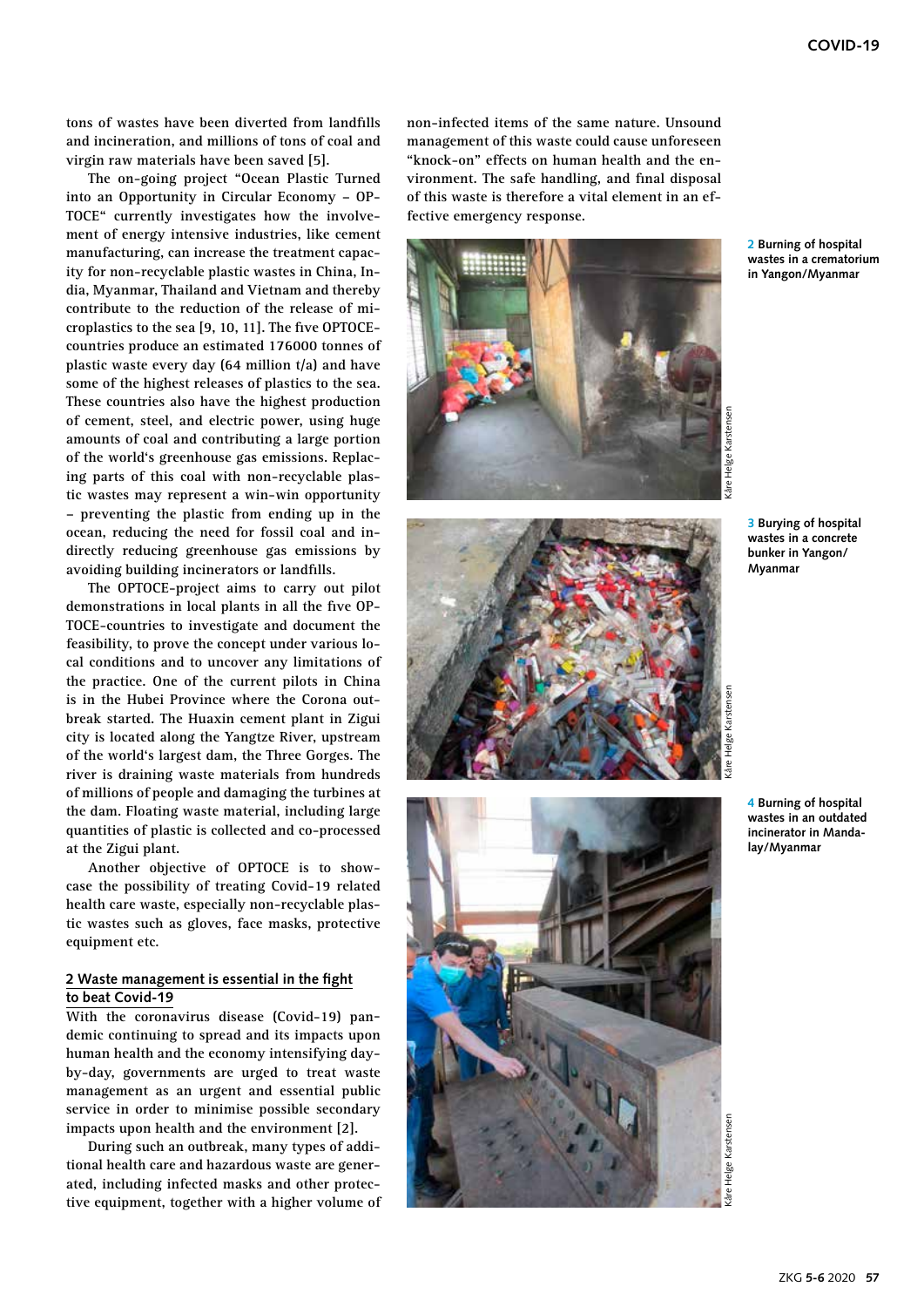tons of wastes have been diverted from landfills and incineration, and millions of tons of coal and virgin raw materials have been saved [5].

The on-going project "Ocean Plastic Turned into an Opportunity in Circular Economy – OPTOCE" currently investigates how the involvement of energy intensive industries, like cement manufacturing, can increase the treatment capacity for non-recyclable plastic wastes in China, India, Myanmar, Thailand and Vietnam and thereby contribute to the reduction of the release of microplastics to the sea [9, 10, 11]. The five OPTOCE-countries produce an estimated 176000 tonnes of plastic waste every day (64 million t/a) and have some of the highest releases of plastics to the sea. These countries also have the highest production of cement, steel, and electric power, using huge amounts of coal and contributing a large portion of the world's greenhouse gas emissions. Replacing parts of this coal with non-recyclable plastic wastes may represent a win-win opportunity – preventing the plastic from ending up in the ocean, reducing the need for fossil coal and indirectly reducing greenhouse gas emissions by avoiding building incinerators or landfills.

The OPTOCE-project aims to carry out pilot demonstrations in local plants in all the five OPTOCE-countries to investigate and document the feasibility, to prove the concept under various local conditions and to uncover any limitations of the practice. One of the current pilots in China is in the Hubei Province where the Corona outbreak started. The Huaxin cement plant in Zigui city is located along the Yangtze River, upstream of the world's largest dam, the Three Gorges. The river is draining waste materials from hundreds of millions of people and damaging the turbines at the dam. Floating waste material, including large quantities of plastic is collected and co-processed at the Zigui plant.

Another objective of OPTOCE is to showcase the possibility of treating Covid-19 related health care waste, especially non-recyclable plastic wastes such as gloves, face masks, protective equipment etc.

## 2 Waste management is essential in the fight to beat Covid-19

With the coronavirus disease (Covid-19) pandemic continuing to spread and its impacts upon human health and the economy intensifying day-by-day, governments are urged to treat waste management as an urgent and essential public service in order to minimise possible secondary impacts upon health and the environment [2].

During such an outbreak, many types of additional health care and hazardous waste are generated, including infected masks and other protective equipment, together with a higher volume of non-infected items of the same nature. Unsound management of this waste could cause unforeseen "knock-on" effects on human health and the environment. The safe handling, and final disposal of this waste is therefore a vital element in an effective emergency response.

**2** **Burning of hospital wastes in a crematorium in Yangon/Myanmar**

Kåre Helge Karstensen

**3** **Burying of hospital wastes in a concrete bunker in Yangon/Myanmar**

Kåre Helge Karstensen

**4** **Burning of hospital wastes in an outdated incinerator in Mandalay/Myanmar**

Kåre Helge Karstensen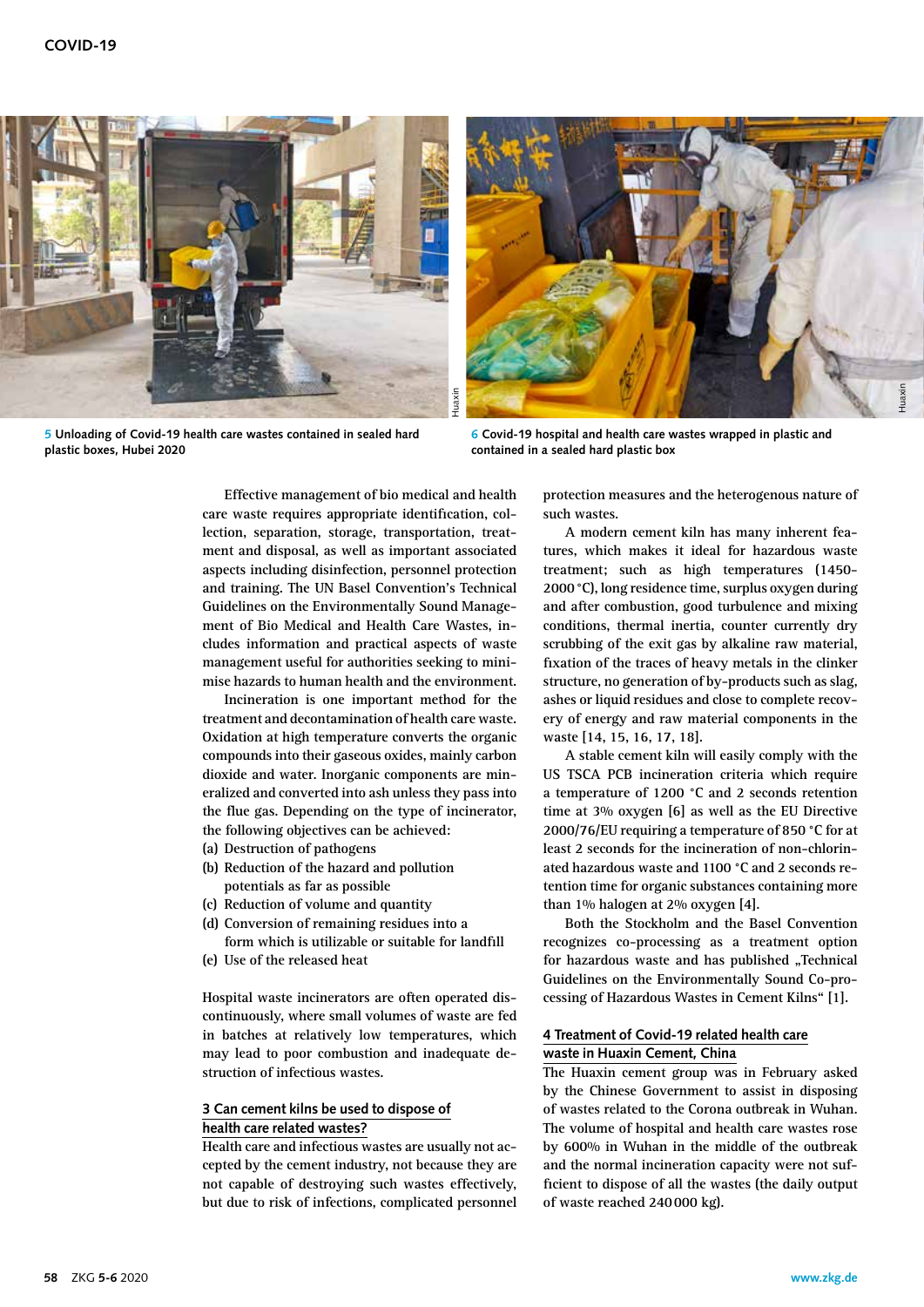5 Unloading of Covid-19 health care wastes contained in sealed hard plastic boxes, Hubei 2020

6 Covid-19 hospital and health care wastes wrapped in plastic and contained in a sealed hard plastic box

Effective management of bio medical and health care waste requires appropriate identification, collection, separation, storage, transportation, treatment and disposal, as well as important associated aspects including disinfection, personnel protection and training. The UN Basel Convention's Technical Guidelines on the Environmentally Sound Management of Bio Medical and Health Care Wastes, includes information and practical aspects of waste management useful for authorities seeking to minimise hazards to human health and the environment.

Incineration is one important method for the treatment and decontamination of health care waste. Oxidation at high temperature converts the organic compounds into their gaseous oxides, mainly carbon dioxide and water. Inorganic components are mineralized and converted into ash unless they pass into the flue gas. Depending on the type of incinerator, the following objectives can be achieved:

(a) Destruction of pathogens
(b) Reduction of the hazard and pollution potentials as far as possible
(c) Reduction of volume and quantity
(d) Conversion of remaining residues into a form which is utilizable or suitable for landfill
(e) Use of the released heat

Hospital waste incinerators are often operated discontinuously, where small volumes of waste are fed in batches at relatively low temperatures, which may lead to poor combustion and inadequate destruction of infectious wastes.

## 3 Can cement kilns be used to dispose of health care related wastes?

Health care and infectious wastes are usually not accepted by the cement industry, not because they are not capable of destroying such wastes effectively, but due to risk of infections, complicated personnel protection measures and the heterogenous nature of such wastes.

A modern cement kiln has many inherent features, which makes it ideal for hazardous waste treatment; such as high temperatures (1450–2000 °C), long residence time, surplus oxygen during and after combustion, good turbulence and mixing conditions, thermal inertia, counter currently dry scrubbing of the exit gas by alkaline raw material, fixation of the traces of heavy metals in the clinker structure, no generation of by-products such as slag, ashes or liquid residues and close to complete recovery of energy and raw material components in the waste [14, 15, 16, 17, 18].

A stable cement kiln will easily comply with the US TSCA PCB incineration criteria which require a temperature of 1200 °C and 2 seconds retention time at 3% oxygen [6] as well as the EU Directive 2000/76/EU requiring a temperature of 850 °C for at least 2 seconds for the incineration of non-chlorinated hazardous waste and 1100 °C and 2 seconds retention time for organic substances containing more than 1% halogen at 2% oxygen [4].

Both the Stockholm and the Basel Convention recognizes co-processing as a treatment option for hazardous waste and has published „Technical Guidelines on the Environmentally Sound Co-processing of Hazardous Wastes in Cement Kilns" [1].

## 4 Treatment of Covid-19 related health care waste in Huaxin Cement, China

The Huaxin cement group was in February asked by the Chinese Government to assist in disposing of wastes related to the Corona outbreak in Wuhan. The volume of hospital and health care wastes rose by 600% in Wuhan in the middle of the outbreak and the normal incineration capacity were not sufficient to dispose of all the wastes (the daily output of waste reached 240 000 kg).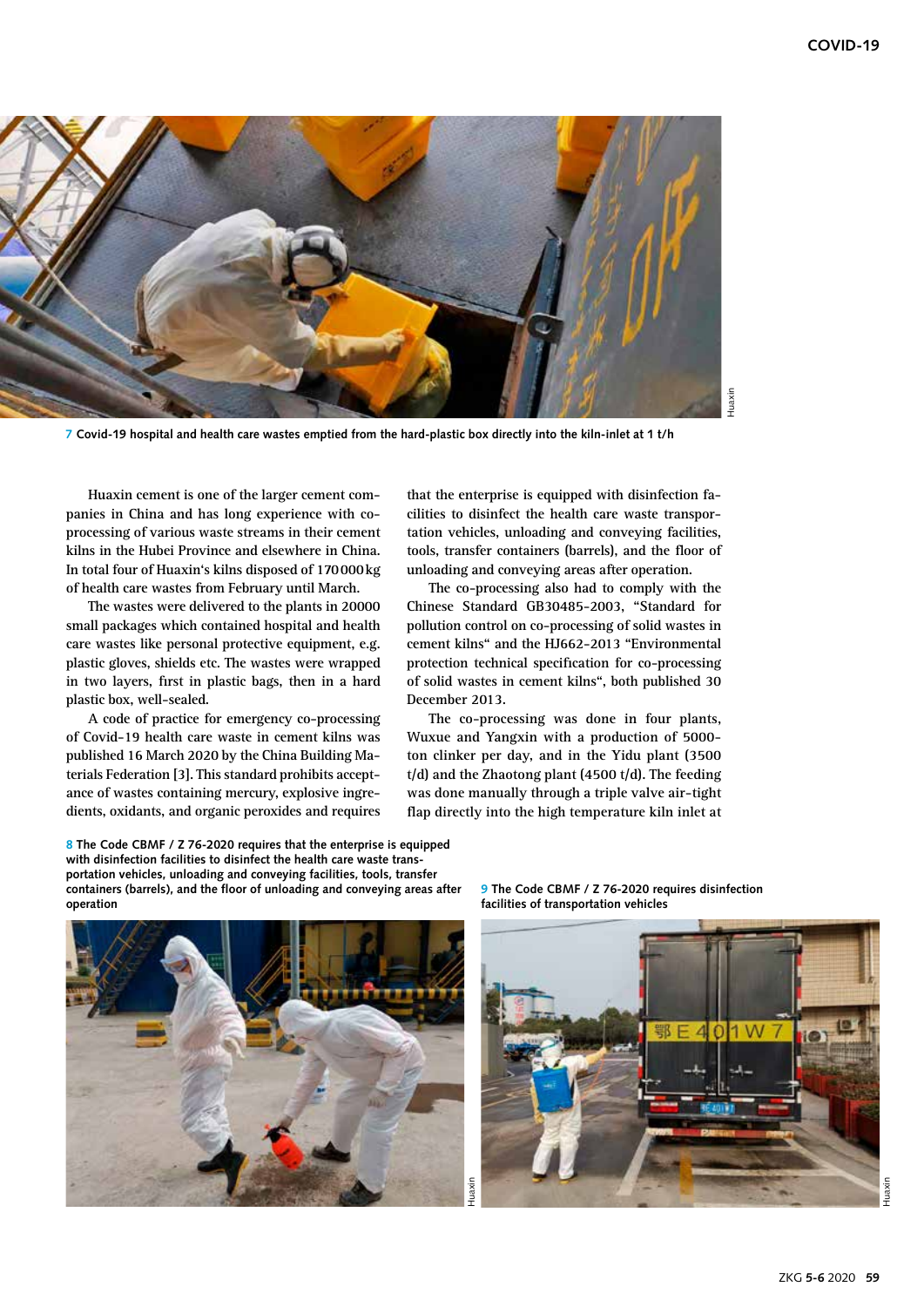7 **Covid-19 hospital and health care wastes emptied from the hard-plastic box directly into the kiln-inlet at 1 t/h**

Huaxin cement is one of the larger cement companies in China and has long experience with co-processing of various waste streams in their cement kilns in the Hubei Province and elsewhere in China. In total four of Huaxin's kilns disposed of 170 000 kg of health care wastes from February until March.

The wastes were delivered to the plants in 20000 small packages which contained hospital and health care wastes like personal protective equipment, e.g. plastic gloves, shields etc. The wastes were wrapped in two layers, first in plastic bags, then in a hard plastic box, well-sealed.

A code of practice for emergency co-processing of Covid-19 health care waste in cement kilns was published 16 March 2020 by the China Building Materials Federation [3]. This standard prohibits acceptance of wastes containing mercury, explosive ingredients, oxidants, and organic peroxides and requires that the enterprise is equipped with disinfection facilities to disinfect the health care waste transportation vehicles, unloading and conveying facilities, tools, transfer containers (barrels), and the floor of unloading and conveying areas after operation.

The co-processing also had to comply with the Chinese Standard GB30485-2003, "Standard for pollution control on co-processing of solid wastes in cement kilns" and the HJ662-2013 "Environmental protection technical specification for co-processing of solid wastes in cement kilns", both published 30 December 2013.

The co-processing was done in four plants, Wuxue and Yangxin with a production of 5000-ton clinker per day, and in the Yidu plant (3500 t/d) and the Zhaotong plant (4500 t/d). The feeding was done manually through a triple valve air-tight flap directly into the high temperature kiln inlet at

8 **The Code CBMF / Z 76-2020 requires that the enterprise is equipped with disinfection facilities to disinfect the health care waste transportation vehicles, unloading and conveying facilities, tools, transfer containers (barrels), and the floor of unloading and conveying areas after operation**

9 **The Code CBMF / Z 76-2020 requires disinfection facilities of transportation vehicles**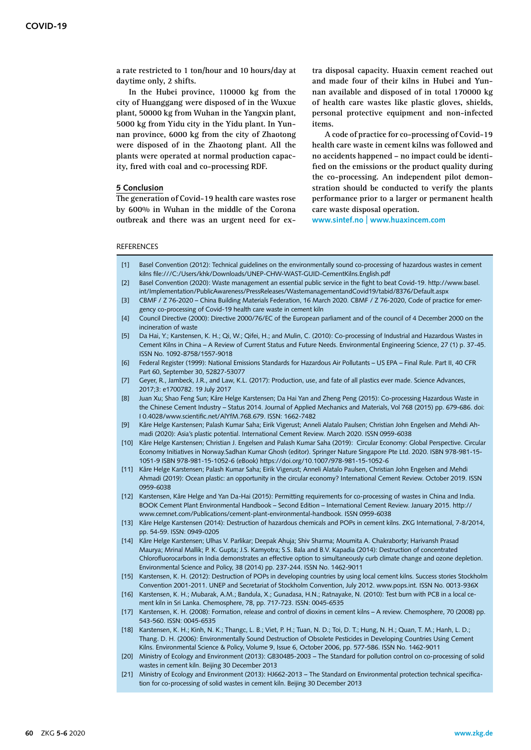a rate restricted to 1 ton/hour and 10 hours/day at daytime only, 2 shifts.

In the Hubei province, 110000 kg from the city of Huanggang were disposed of in the Wuxue plant, 50000 kg from Wuhan in the Yangxin plant, 5000 kg from Yidu city in the Yidu plant. In Yunnan province, 6000 kg from the city of Zhaotong were disposed of in the Zhaotong plant. All the plants were operated at normal production capacity, fired with coal and co-processing RDF.

## 5 Conclusion

The generation of Covid-19 health care wastes rose by 600% in Wuhan in the middle of the Corona outbreak and there was an urgent need for extra disposal capacity. Huaxin cement reached out and made four of their kilns in Hubei and Yunnan available and disposed of in total 170000 kg of health care wastes like plastic gloves, shields, personal protective equipment and non-infected items.

A code of practice for co-processing of Covid-19 health care waste in cement kilns was followed and no accidents happened – no impact could be identified on the emissions or the product quality during the co-processing. An independent pilot demonstration should be conducted to verify the plants performance prior to a larger or permanent health care waste disposal operation.

www.sintef.no | www.huaxincem.com

REFERENCES

[1] Basel Convention (2012): Technical guidelines on the environmentally sound co-processing of hazardous wastes in cement kilns file:///C:/Users/khk/Downloads/UNEP-CHW-WAST-GUID-CementKilns.English.pdf

[2] Basel Convention (2020): Waste management an essential public service in the fight to beat Covid-19. http://www.basel.int/Implementation/PublicAwareness/PressReleases/WastemanagementandCovid19/tabid/8376/Default.aspx

[3] CBMF / Z 76-2020 – China Building Materials Federation, 16 March 2020. CBMF / Z 76-2020, Code of practice for emergency co-processing of Covid-19 health care waste in cement kiln

[4] Council Directive (2000): Directive 2000/76/EC of the European parliament and of the council of 4 December 2000 on the incineration of waste

[5] Da Hai, Y.; Karstensen, K. H.; Qi, W.; Qifei, H.; and Mulin, C. (2010): Co-processing of Industrial and Hazardous Wastes in Cement Kilns in China – A Review of Current Status and Future Needs. Environmental Engineering Science, 27 (1) p. 37-45. ISSN No. 1092-8758/1557-9018

[6] Federal Register (1999): National Emissions Standards for Hazardous Air Pollutants – US EPA – Final Rule. Part II, 40 CFR Part 60, September 30, 52827-53077

[7] Geyer, R., Jambeck, J.R., and Law, K.L. (2017): Production, use, and fate of all plastics ever made. Science Advances, 2017;3: e1700782. 19 July 2017

[8] Juan Xu; Shao Feng Sun; Kåre Helge Karstensen; Da Hai Yan and Zheng Peng (2015): Co-processing Hazardous Waste in the Chinese Cement Industry – Status 2014. Journal of Applied Mechanics and Materials, Vol 768 (2015) pp. 679-686. doi: I 0.4028/www.scientific.net/AlYfM.768.679. ISSN: 1662-7482

[9] Kåre Helge Karstensen; Palash Kumar Saha; Eirik Vigerust; Anneli Alatalo Paulsen; Christian John Engelsen and Mehdi Ahmadi (2020): Asia's plastic potential. International Cement Review. March 2020. ISSN 0959-6038

[10] Kåre Helge Karstensen; Christian J. Engelsen and Palash Kumar Saha (2019): Circular Economy: Global Perspective. Circular Economy Initiatives in Norway.Sadhan Kumar Ghosh (editor). Springer Nature Singapore Pte Ltd. 2020. ISBN 978-981-15-1051-9 ISBN 978-981-15-1052-6 (eBook) https://doi.org/10.1007/978-981-15-1052-6

[11] Kåre Helge Karstensen; Palash Kumar Saha; Eirik Vigerust; Anneli Alatalo Paulsen, Christian John Engelsen and Mehdi Ahmadi (2019): Ocean plastic: an opportunity in the circular economy? International Cement Review. October 2019. ISSN 0959-6038

[12] Karstensen, Kåre Helge and Yan Da-Hai (2015): Permitting requirements for co-processing of wastes in China and India. BOOK Cement Plant Environmental Handbook – Second Edition – International Cement Review. January 2015. http://www.cemnet.com/Publications/cement-plant-environmental-handbook. ISSN 0959-6038

[13] Kåre Helge Karstensen (2014): Destruction of hazardous chemicals and POPs in cement kilns. ZKG International, 7-8/2014, pp. 54-59. ISSN: 0949-0205

[14] Kåre Helge Karstensen; Ulhas V. Parlikar; Deepak Ahuja; Shiv Sharma; Moumita A. Chakraborty; Harivansh Prasad Maurya; Mrinal Mallik; P. K. Gupta; J.S. Kamyotra; S.S. Bala and B.V. Kapadia (2014): Destruction of concentrated Chlorofluorocarbons in India demonstrates an effective option to simultaneously curb climate change and ozone depletion. Environmental Science and Policy, 38 (2014) pp. 237-244. ISSN No. 1462-9011

[15] Karstensen, K. H. (2012): Destruction of POPs in developing countries by using local cement kilns. Success stories Stockholm Convention 2001-2011. UNEP and Secretariat of Stockholm Convention, July 2012. www.pops.int. ISSN No. 0013-936X

[16] Karstensen, K. H.; Mubarak, A.M.; Bandula, X.; Gunadasa, H.N.; Ratnayake, N. (2010): Test burn with PCB in a local cement kiln in Sri Lanka. Chemosphere, 78, pp. 717-723. ISSN: 0045-6535

[17] Karstensen, K. H. (2008): Formation, release and control of dioxins in cement kilns – A review. Chemosphere, 70 (2008) pp. 543-560. ISSN: 0045-6535

[18] Karstensen, K. H.; Kinh, N. K.; Thangc, L. B.; Viet, P. H.; Tuan, N. D.; Toi, D. T.; Hung, N. H.; Quan, T. M.; Hanh, L. D.; Thang. D. H. (2006): Environmentally Sound Destruction of Obsolete Pesticides in Developing Countries Using Cement Kilns. Environmental Science & Policy, Volume 9, Issue 6, October 2006, pp. 577-586. ISSN No. 1462-9011

[20] Ministry of Ecology and Environment (2013): GB30485-2003 – The Standard for pollution control on co-processing of solid wastes in cement kiln. Beijing 30 December 2013

[21] Ministry of Ecology and Environment (2013): HJ662-2013 – The Standard on Environmental protection technical specification for co-processing of solid wastes in cement kiln. Beijing 30 December 2013